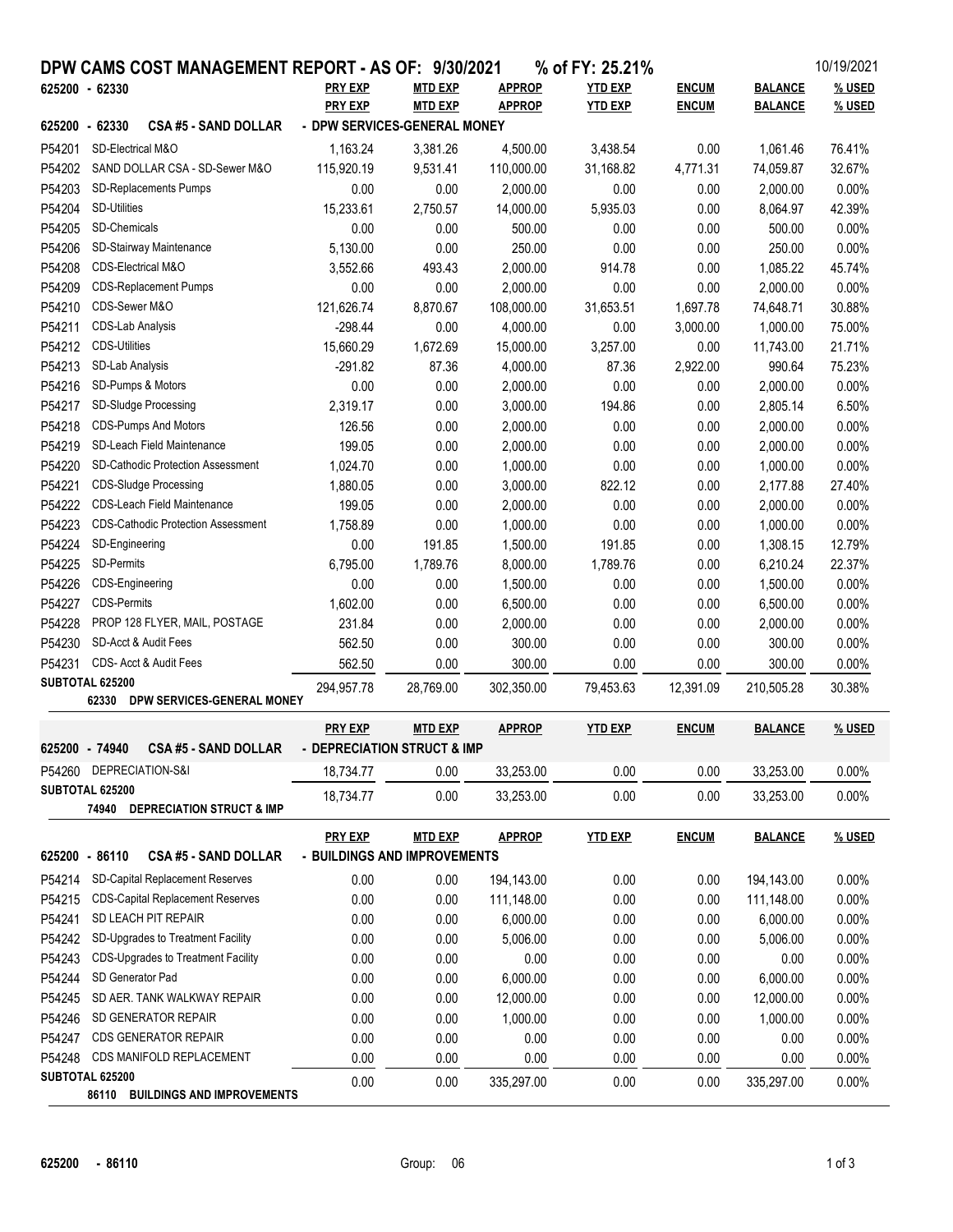# DPW CAMS COST MANAGEMENT REPORT - AS OF: 9/30/2021 % of FY: 25.21%

10/19/2021

**625200 - 62330**

## 625200 - 62330 CSA #5 - SAND DOLLAR - DPW SERVICES-GENERAL MONEY

| | | PRY EXP | MTD EXP | APPROP | YTD EXP | ENCUM | BALANCE | % USED |
|---|---|---|---|---|---|---|---|---|
| P54201 | SD-Electrical M&O | 1,163.24 | 3,381.26 | 4,500.00 | 3,438.54 | 0.00 | 1,061.46 | 76.41% |
| P54202 | SAND DOLLAR CSA - SD-Sewer M&O | 115,920.19 | 9,531.41 | 110,000.00 | 31,168.82 | 4,771.31 | 74,059.87 | 32.67% |
| P54203 | SD-Replacements Pumps | 0.00 | 0.00 | 2,000.00 | 0.00 | 0.00 | 2,000.00 | 0.00% |
| P54204 | SD-Utilities | 15,233.61 | 2,750.57 | 14,000.00 | 5,935.03 | 0.00 | 8,064.97 | 42.39% |
| P54205 | SD-Chemicals | 0.00 | 0.00 | 500.00 | 0.00 | 0.00 | 500.00 | 0.00% |
| P54206 | SD-Stairway Maintenance | 5,130.00 | 0.00 | 250.00 | 0.00 | 0.00 | 250.00 | 0.00% |
| P54208 | CDS-Electrical M&O | 3,552.66 | 493.43 | 2,000.00 | 914.78 | 0.00 | 1,085.22 | 45.74% |
| P54209 | CDS-Replacement Pumps | 0.00 | 0.00 | 2,000.00 | 0.00 | 0.00 | 2,000.00 | 0.00% |
| P54210 | CDS-Sewer M&O | 121,626.74 | 8,870.67 | 108,000.00 | 31,653.51 | 1,697.78 | 74,648.71 | 30.88% |
| P54211 | CDS-Lab Analysis | -298.44 | 0.00 | 4,000.00 | 0.00 | 3,000.00 | 1,000.00 | 75.00% |
| P54212 | CDS-Utilities | 15,660.29 | 1,672.69 | 15,000.00 | 3,257.00 | 0.00 | 11,743.00 | 21.71% |
| P54213 | SD-Lab Analysis | -291.82 | 87.36 | 4,000.00 | 87.36 | 2,922.00 | 990.64 | 75.23% |
| P54216 | SD-Pumps & Motors | 0.00 | 0.00 | 2,000.00 | 0.00 | 0.00 | 2,000.00 | 0.00% |
| P54217 | SD-Sludge Processing | 2,319.17 | 0.00 | 3,000.00 | 194.86 | 0.00 | 2,805.14 | 6.50% |
| P54218 | CDS-Pumps And Motors | 126.56 | 0.00 | 2,000.00 | 0.00 | 0.00 | 2,000.00 | 0.00% |
| P54219 | SD-Leach Field Maintenance | 199.05 | 0.00 | 2,000.00 | 0.00 | 0.00 | 2,000.00 | 0.00% |
| P54220 | SD-Cathodic Protection Assessment | 1,024.70 | 0.00 | 1,000.00 | 0.00 | 0.00 | 1,000.00 | 0.00% |
| P54221 | CDS-Sludge Processing | 1,880.05 | 0.00 | 3,000.00 | 822.12 | 0.00 | 2,177.88 | 27.40% |
| P54222 | CDS-Leach Field Maintenance | 199.05 | 0.00 | 2,000.00 | 0.00 | 0.00 | 2,000.00 | 0.00% |
| P54223 | CDS-Cathodic Protection Assessment | 1,758.89 | 0.00 | 1,000.00 | 0.00 | 0.00 | 1,000.00 | 0.00% |
| P54224 | SD-Engineering | 0.00 | 191.85 | 1,500.00 | 191.85 | 0.00 | 1,308.15 | 12.79% |
| P54225 | SD-Permits | 6,795.00 | 1,789.76 | 8,000.00 | 1,789.76 | 0.00 | 6,210.24 | 22.37% |
| P54226 | CDS-Engineering | 0.00 | 0.00 | 1,500.00 | 0.00 | 0.00 | 1,500.00 | 0.00% |
| P54227 | CDS-Permits | 1,602.00 | 0.00 | 6,500.00 | 0.00 | 0.00 | 6,500.00 | 0.00% |
| P54228 | PROP 128 FLYER, MAIL, POSTAGE | 231.84 | 0.00 | 2,000.00 | 0.00 | 0.00 | 2,000.00 | 0.00% |
| P54230 | SD-Acct & Audit Fees | 562.50 | 0.00 | 300.00 | 0.00 | 0.00 | 300.00 | 0.00% |
| P54231 | CDS- Acct & Audit Fees | 562.50 | 0.00 | 300.00 | 0.00 | 0.00 | 300.00 | 0.00% |
| **SUBTOTAL 625200** | **62330 DPW SERVICES-GENERAL MONEY** | 294,957.78 | 28,769.00 | 302,350.00 | 79,453.63 | 12,391.09 | 210,505.28 | 30.38% |

## 625200 - 74940 CSA #5 - SAND DOLLAR - DEPRECIATION STRUCT & IMP

| | | PRY EXP | MTD EXP | APPROP | YTD EXP | ENCUM | BALANCE | % USED |
|---|---|---|---|---|---|---|---|---|
| P54260 | DEPRECIATION-S&I | 18,734.77 | 0.00 | 33,253.00 | 0.00 | 0.00 | 33,253.00 | 0.00% |
| **SUBTOTAL 625200** | **74940 DEPRECIATION STRUCT & IMP** | 18,734.77 | 0.00 | 33,253.00 | 0.00 | 0.00 | 33,253.00 | 0.00% |

## 625200 - 86110 CSA #5 - SAND DOLLAR - BUILDINGS AND IMPROVEMENTS

| | | PRY EXP | MTD EXP | APPROP | YTD EXP | ENCUM | BALANCE | % USED |
|---|---|---|---|---|---|---|---|---|
| P54214 | SD-Capital Replacement Reserves | 0.00 | 0.00 | 194,143.00 | 0.00 | 0.00 | 194,143.00 | 0.00% |
| P54215 | CDS-Capital Replacement Reserves | 0.00 | 0.00 | 111,148.00 | 0.00 | 0.00 | 111,148.00 | 0.00% |
| P54241 | SD LEACH PIT REPAIR | 0.00 | 0.00 | 6,000.00 | 0.00 | 0.00 | 6,000.00 | 0.00% |
| P54242 | SD-Upgrades to Treatment Facility | 0.00 | 0.00 | 5,006.00 | 0.00 | 0.00 | 5,006.00 | 0.00% |
| P54243 | CDS-Upgrades to Treatment Facility | 0.00 | 0.00 | 0.00 | 0.00 | 0.00 | 0.00 | 0.00% |
| P54244 | SD Generator Pad | 0.00 | 0.00 | 6,000.00 | 0.00 | 0.00 | 6,000.00 | 0.00% |
| P54245 | SD AER. TANK WALKWAY REPAIR | 0.00 | 0.00 | 12,000.00 | 0.00 | 0.00 | 12,000.00 | 0.00% |
| P54246 | SD GENERATOR REPAIR | 0.00 | 0.00 | 1,000.00 | 0.00 | 0.00 | 1,000.00 | 0.00% |
| P54247 | CDS GENERATOR REPAIR | 0.00 | 0.00 | 0.00 | 0.00 | 0.00 | 0.00 | 0.00% |
| P54248 | CDS MANIFOLD REPLACEMENT | 0.00 | 0.00 | 0.00 | 0.00 | 0.00 | 0.00 | 0.00% |
| **SUBTOTAL 625200** | **86110 BUILDINGS AND IMPROVEMENTS** | 0.00 | 0.00 | 335,297.00 | 0.00 | 0.00 | 335,297.00 | 0.00% |

**625200 - 86110** Group: 06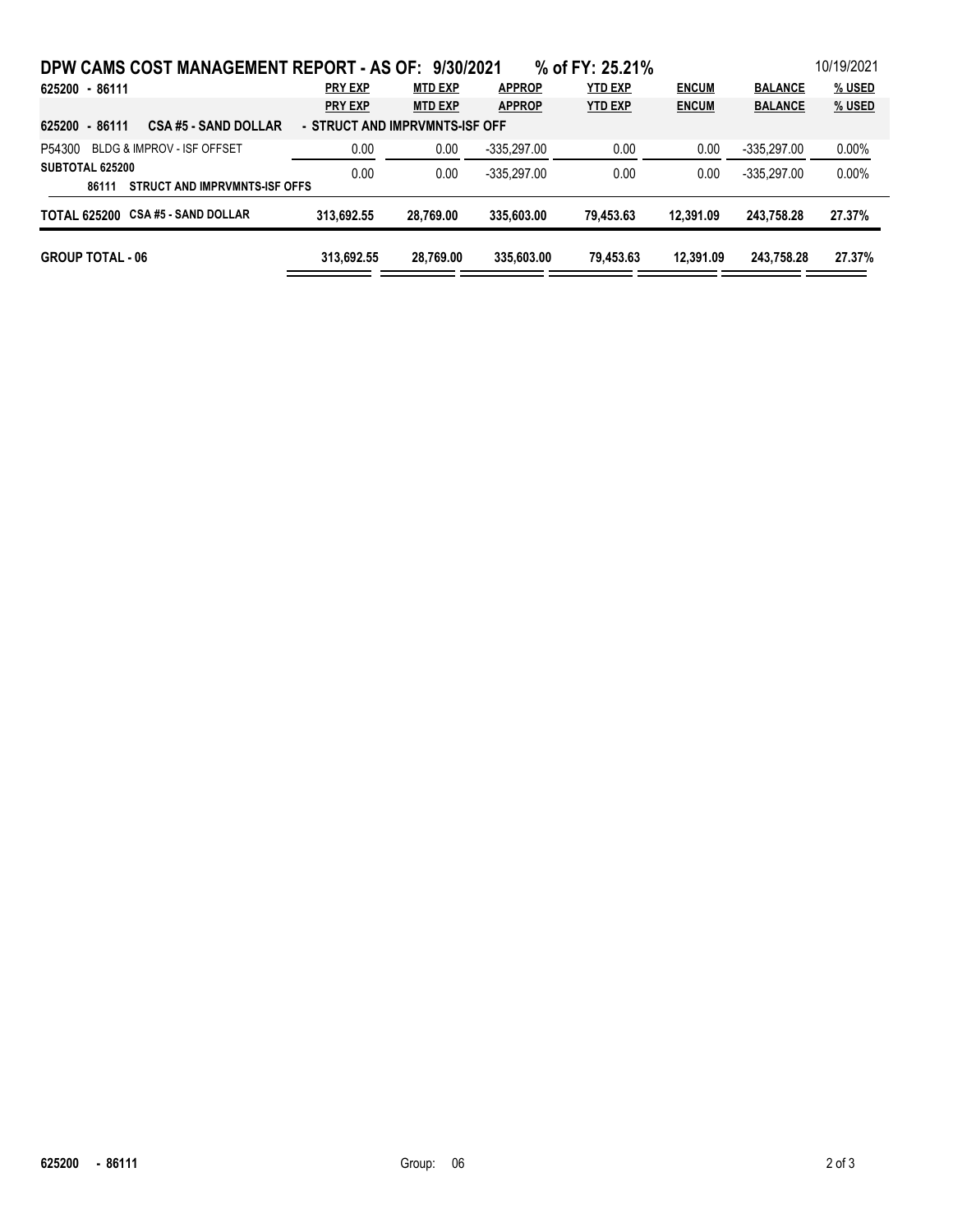# DPW CAMS COST MANAGEMENT REPORT - AS OF: 9/30/2021 % of FY: 25.21%

10/19/2021

| 625200 - 86111 | PRY EXP | MTD EXP | APPROP | YTD EXP | ENCUM | BALANCE | % USED |
|---|---|---|---|---|---|---|---|
| | **PRY EXP** | **MTD EXP** | **APPROP** | **YTD EXP** | **ENCUM** | **BALANCE** | **% USED** |
| **625200 - 86111 CSA #5 - SAND DOLLAR - STRUCT AND IMPRVMNTS-ISF OFF** | | | | | | | |
| P54300 BLDG & IMPROV - ISF OFFSET | 0.00 | 0.00 | -335,297.00 | 0.00 | 0.00 | -335,297.00 | 0.00% |
| **SUBTOTAL 625200 86111 STRUCT AND IMPRVMNTS-ISF OFFS** | 0.00 | 0.00 | -335,297.00 | 0.00 | 0.00 | -335,297.00 | 0.00% |
| **TOTAL 625200 CSA #5 - SAND DOLLAR** | **313,692.55** | **28,769.00** | **335,603.00** | **79,453.63** | **12,391.09** | **243,758.28** | **27.37%** |
| **GROUP TOTAL - 06** | **313,692.55** | **28,769.00** | **335,603.00** | **79,453.63** | **12,391.09** | **243,758.28** | **27.37%** |

**625200 - 86111** Group: 06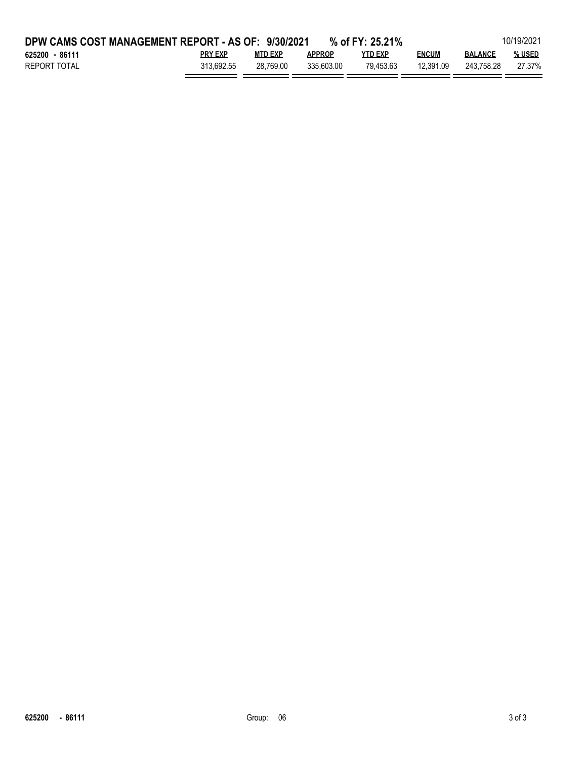# DPW CAMS COST MANAGEMENT REPORT - AS OF: 9/30/2021 % of FY: 25.21%

10/19/2021

| 625200 - 86111 | PRY EXP | MTD EXP | APPROP | YTD EXP | ENCUM | BALANCE | % USED |
| --- | --- | --- | --- | --- | --- | --- | --- |
| REPORT TOTAL | 313,692.55 | 28,769.00 | 335,603.00 | 79,453.63 | 12,391.09 | 243,758.28 | 27.37% |

**625200 - 86111** Group: 06